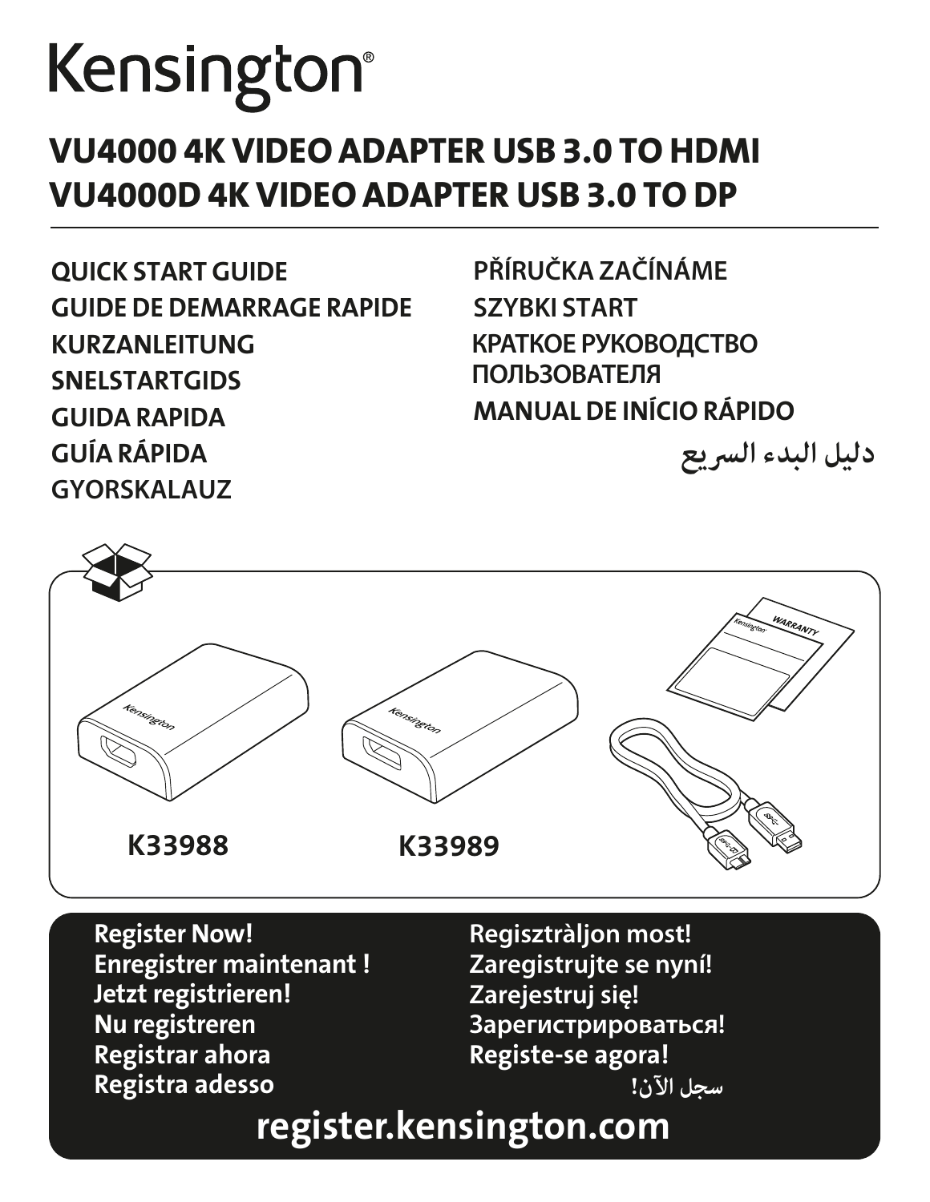# Kensington®

## VU4000 4K VIDEO ADAPTER USB 3.0 TO HDMI
## VU4000D 4K VIDEO ADAPTER USB 3.0 TO DP

**QUICK START GUIDE**
**GUIDE DE DEMARRAGE RAPIDE**
**KURZANLEITUNG**
**SNELSTARTGIDS**
**GUIDA RAPIDA**
**GUÍA RÁPIDA**
**GYORSKALAUZ**
**PŘÍRUČKA ZAČÍNÁME**
**SZYBKI START**
**КРАТКОЕ РУКОВОДСТВО ПОЛЬЗОВАТЕЛЯ**
**MANUAL DE INÍCIO RÁPIDO**
**دليل البدء السريع**

Kensington

WARRANTY

**K33988**

**K33989**

**Register Now!**
**Enregistrer maintenant !**
**Jetzt registrieren!**
**Nu registreren**
**Registrar ahora**
**Registra adesso**
**Regisztràljon most!**
**Zaregistrujte se nyní!**
**Zarejestruj się!**
**Зарегистрироваться!**
**Registe-se agora!**
**سجل الآن!**

**register.kensington.com**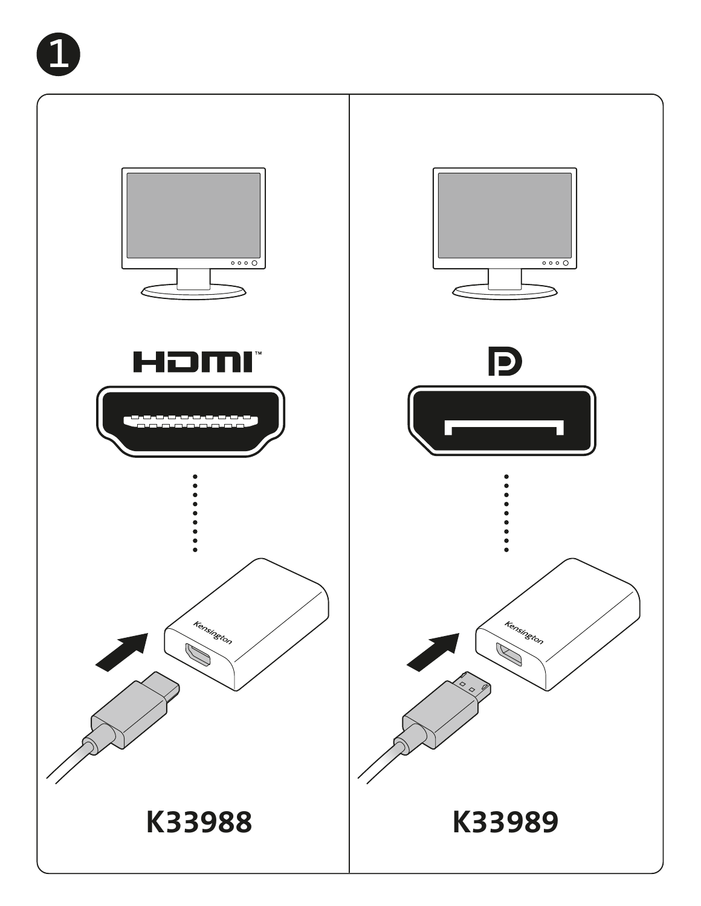1

HDMI™

K33988

K33989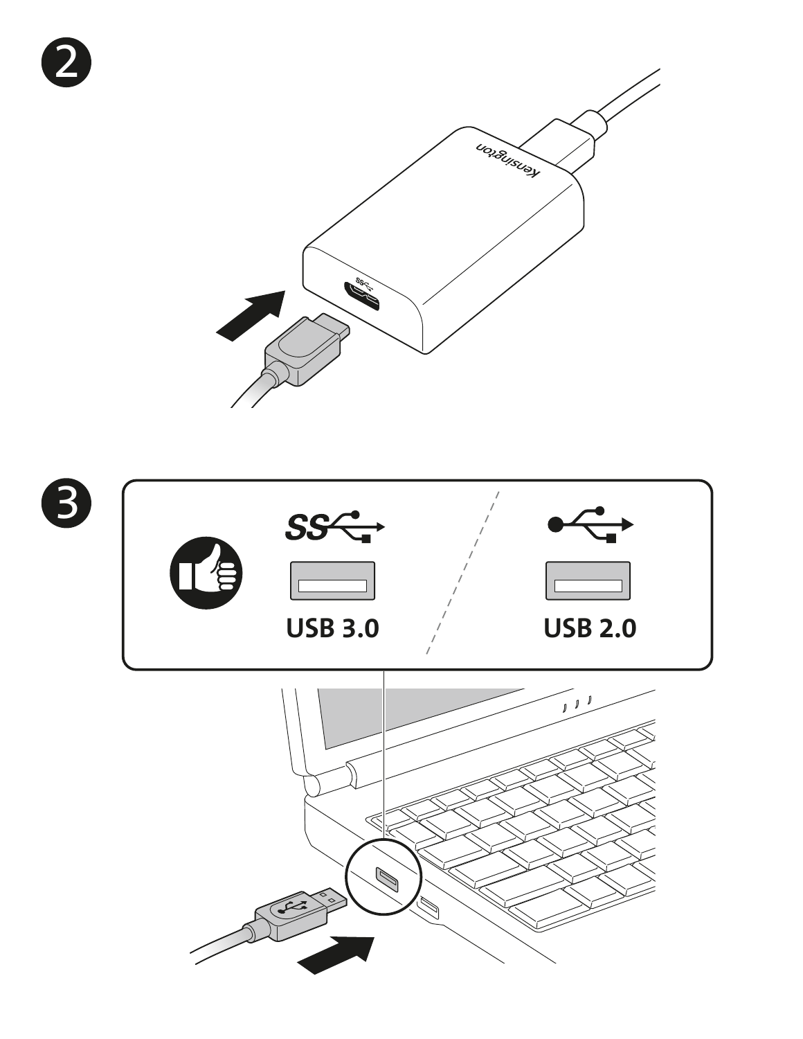2

3

USB 3.0

USB 2.0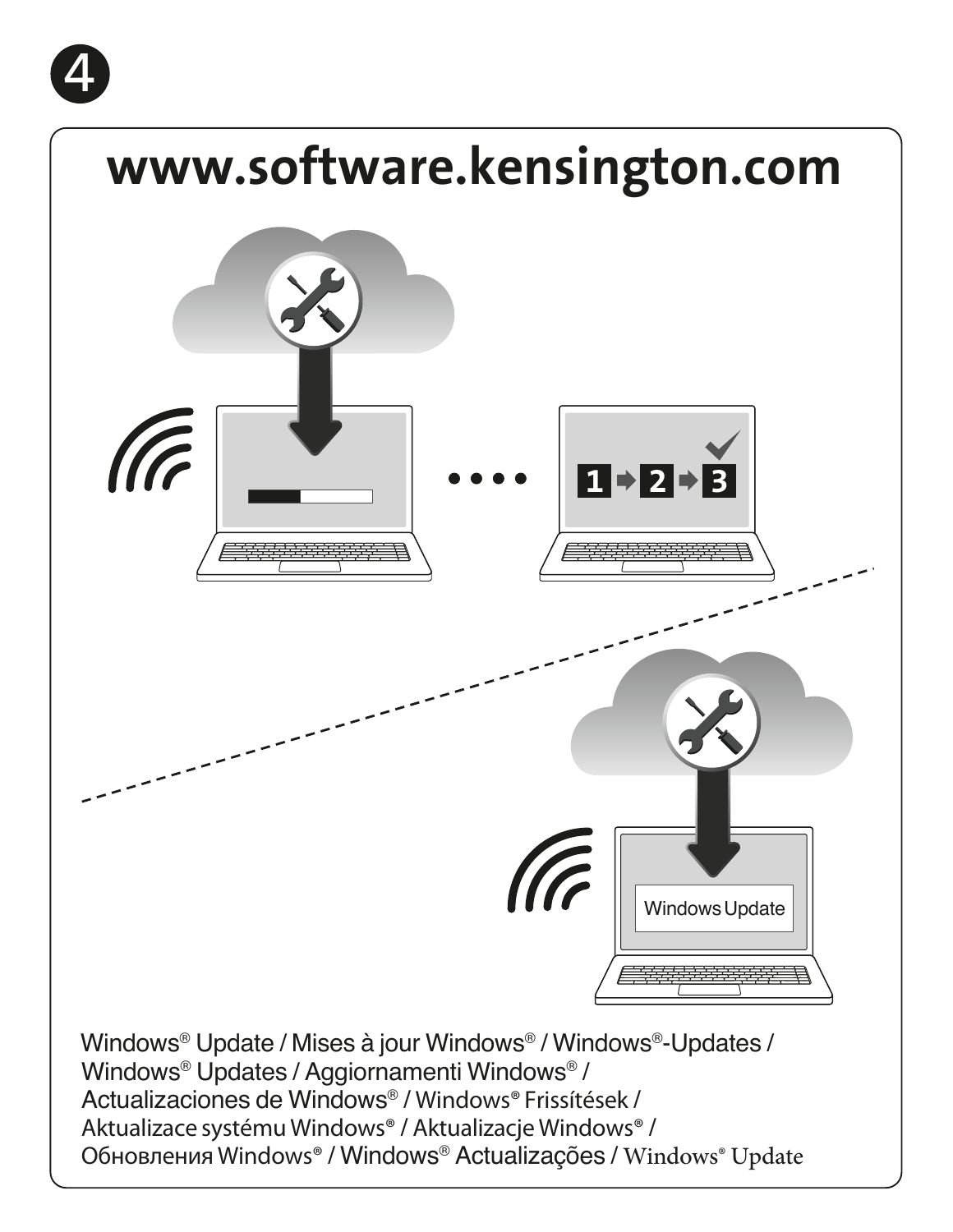4

# www.software.kensington.com

1 → 2 → 3

Windows Update

Windows® Update / Mises à jour Windows® / Windows®-Updates / Windows® Updates / Aggiornamenti Windows® / Actualizaciones de Windows® / Windows® Frissítések / Aktualizace systému Windows® / Aktualizacje Windows® / Обновления Windows® / Windows® Actualizações / Windows® Update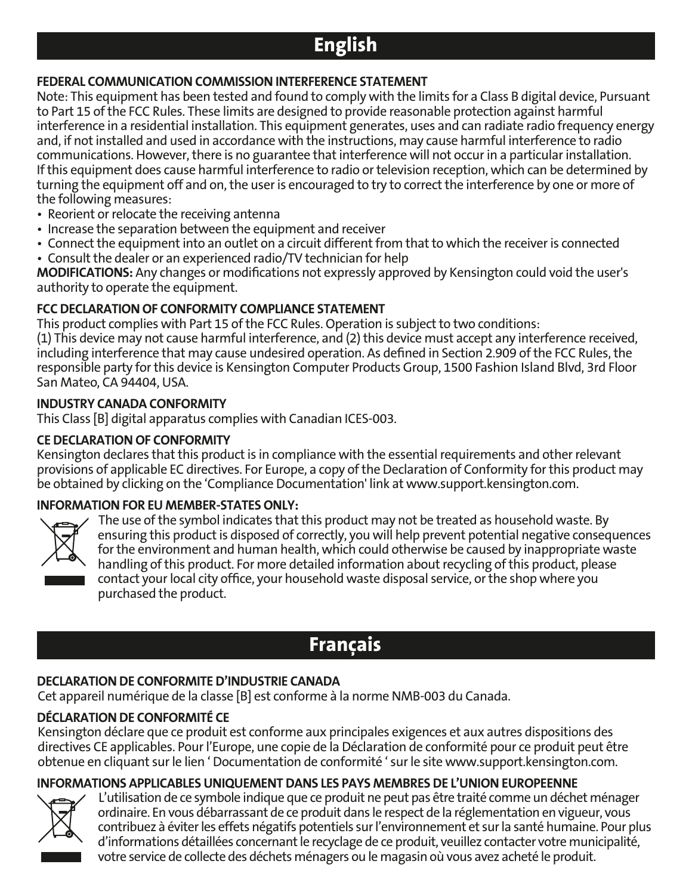# English

### FEDERAL COMMUNICATION COMMISSION INTERFERENCE STATEMENT

Note: This equipment has been tested and found to comply with the limits for a Class B digital device, Pursuant to Part 15 of the FCC Rules. These limits are designed to provide reasonable protection against harmful interference in a residential installation. This equipment generates, uses and can radiate radio frequency energy and, if not installed and used in accordance with the instructions, may cause harmful interference to radio communications. However, there is no guarantee that interference will not occur in a particular installation. If this equipment does cause harmful interference to radio or television reception, which can be determined by turning the equipment off and on, the user is encouraged to try to correct the interference by one or more of the following measures:

- Reorient or relocate the receiving antenna
- Increase the separation between the equipment and receiver
- Connect the equipment into an outlet on a circuit different from that to which the receiver is connected
- Consult the dealer or an experienced radio/TV technician for help

**MODIFICATIONS:** Any changes or modifications not expressly approved by Kensington could void the user's authority to operate the equipment.

### FCC DECLARATION OF CONFORMITY COMPLIANCE STATEMENT

This product complies with Part 15 of the FCC Rules. Operation is subject to two conditions:
(1) This device may not cause harmful interference, and (2) this device must accept any interference received, including interference that may cause undesired operation. As defined in Section 2.909 of the FCC Rules, the responsible party for this device is Kensington Computer Products Group, 1500 Fashion Island Blvd, 3rd Floor San Mateo, CA 94404, USA.

### INDUSTRY CANADA CONFORMITY

This Class [B] digital apparatus complies with Canadian ICES-003.

### CE DECLARATION OF CONFORMITY

Kensington declares that this product is in compliance with the essential requirements and other relevant provisions of applicable EC directives. For Europe, a copy of the Declaration of Conformity for this product may be obtained by clicking on the 'Compliance Documentation' link at www.support.kensington.com.

### INFORMATION FOR EU MEMBER-STATES ONLY:

The use of the symbol indicates that this product may not be treated as household waste. By ensuring this product is disposed of correctly, you will help prevent potential negative consequences for the environment and human health, which could otherwise be caused by inappropriate waste handling of this product. For more detailed information about recycling of this product, please contact your local city office, your household waste disposal service, or the shop where you purchased the product.

# Français

### DECLARATION DE CONFORMITE D'INDUSTRIE CANADA

Cet appareil numérique de la classe [B] est conforme à la norme NMB-003 du Canada.

### DÉCLARATION DE CONFORMITÉ CE

Kensington déclare que ce produit est conforme aux principales exigences et aux autres dispositions des directives CE applicables. Pour l'Europe, une copie de la Déclaration de conformité pour ce produit peut être obtenue en cliquant sur le lien ' Documentation de conformité ' sur le site www.support.kensington.com.

### INFORMATIONS APPLICABLES UNIQUEMENT DANS LES PAYS MEMBRES DE L'UNION EUROPEENNE

L'utilisation de ce symbole indique que ce produit ne peut pas être traité comme un déchet ménager ordinaire. En vous débarrassant de ce produit dans le respect de la réglementation en vigueur, vous contribuez à éviter les effets négatifs potentiels sur l'environnement et sur la santé humaine. Pour plus d'informations détaillées concernant le recyclage de ce produit, veuillez contacter votre municipalité, votre service de collecte des déchets ménagers ou le magasin où vous avez acheté le produit.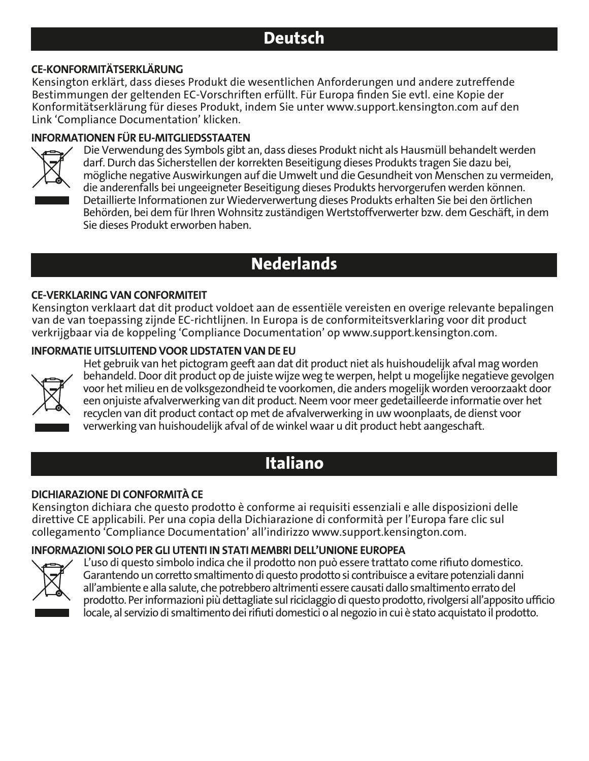# Deutsch

### CE-KONFORMITÄTSERKLÄRUNG

Kensington erklärt, dass dieses Produkt die wesentlichen Anforderungen und andere zutreffende Bestimmungen der geltenden EC-Vorschriften erfüllt. Für Europa finden Sie evtl. eine Kopie der Konformitätserklärung für dieses Produkt, indem Sie unter www.support.kensington.com auf den Link 'Compliance Documentation' klicken.

### INFORMATIONEN FÜR EU-MITGLIEDSSTAATEN

Die Verwendung des Symbols gibt an, dass dieses Produkt nicht als Hausmüll behandelt werden darf. Durch das Sicherstellen der korrekten Beseitigung dieses Produkts tragen Sie dazu bei, mögliche negative Auswirkungen auf die Umwelt und die Gesundheit von Menschen zu vermeiden, die anderenfalls bei ungeeigneter Beseitigung dieses Produkts hervorgerufen werden können. Detaillierte Informationen zur Wiederverwertung dieses Produkts erhalten Sie bei den örtlichen Behörden, bei dem für Ihren Wohnsitz zuständigen Wertstoffverwerter bzw. dem Geschäft, in dem Sie dieses Produkt erworben haben.

# Nederlands

### CE-VERKLARING VAN CONFORMITEIT

Kensington verklaart dat dit product voldoet aan de essentiële vereisten en overige relevante bepalingen van de van toepassing zijnde EC-richtlijnen. In Europa is de conformiteitsverklaring voor dit product verkrijgbaar via de koppeling 'Compliance Documentation' op www.support.kensington.com.

### INFORMATIE UITSLUITEND VOOR LIDSTATEN VAN DE EU

Het gebruik van het pictogram geeft aan dat dit product niet als huishoudelijk afval mag worden behandeld. Door dit product op de juiste wijze weg te werpen, helpt u mogelijke negatieve gevolgen voor het milieu en de volksgezondheid te voorkomen, die anders mogelijk worden veroorzaakt door een onjuiste afvalverwerking van dit product. Neem voor meer gedetailleerde informatie over het recyclen van dit product contact op met de afvalverwerking in uw woonplaats, de dienst voor verwerking van huishoudelijk afval of de winkel waar u dit product hebt aangeschaft.

# Italiano

### DICHIARAZIONE DI CONFORMITÀ CE

Kensington dichiara che questo prodotto è conforme ai requisiti essenziali e alle disposizioni delle direttive CE applicabili. Per una copia della Dichiarazione di conformità per l'Europa fare clic sul collegamento 'Compliance Documentation' all'indirizzo www.support.kensington.com.

### INFORMAZIONI SOLO PER GLI UTENTI IN STATI MEMBRI DELL'UNIONE EUROPEA

L'uso di questo simbolo indica che il prodotto non può essere trattato come rifiuto domestico. Garantendo un corretto smaltimento di questo prodotto si contribuisce a evitare potenziali danni all'ambiente e alla salute, che potrebbero altrimenti essere causati dallo smaltimento errato del prodotto. Per informazioni più dettagliate sul riciclaggio di questo prodotto, rivolgersi all'apposito ufficio locale, al servizio di smaltimento dei rifiuti domestici o al negozio in cui è stato acquistato il prodotto.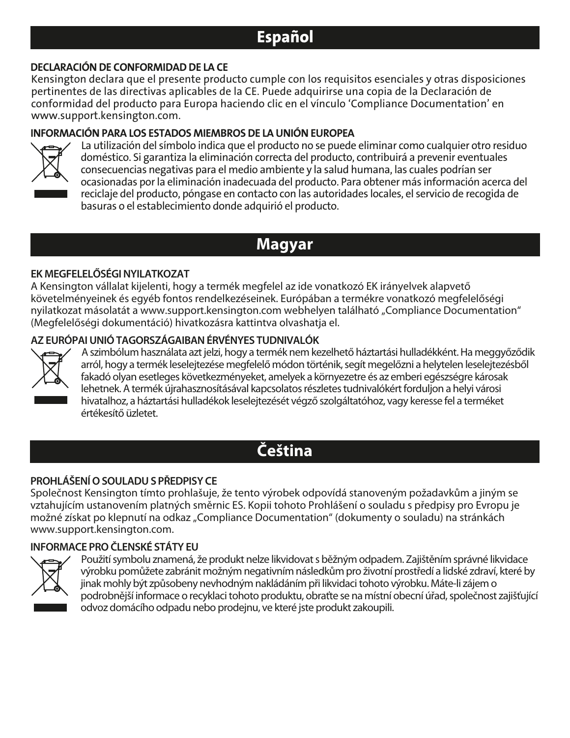# Español

### DECLARACIÓN DE CONFORMIDAD DE LA CE

Kensington declara que el presente producto cumple con los requisitos esenciales y otras disposiciones pertinentes de las directivas aplicables de la CE. Puede adquirirse una copia de la Declaración de conformidad del producto para Europa haciendo clic en el vínculo 'Compliance Documentation' en www.support.kensington.com.

### INFORMACIÓN PARA LOS ESTADOS MIEMBROS DE LA UNIÓN EUROPEA

La utilización del símbolo indica que el producto no se puede eliminar como cualquier otro residuo doméstico. Si garantiza la eliminación correcta del producto, contribuirá a prevenir eventuales consecuencias negativas para el medio ambiente y la salud humana, las cuales podrían ser ocasionadas por la eliminación inadecuada del producto. Para obtener más información acerca del reciclaje del producto, póngase en contacto con las autoridades locales, el servicio de recogida de basuras o el establecimiento donde adquirió el producto.

# Magyar

### EK MEGFELELŐSÉGI NYILATKOZAT

A Kensington vállalat kijelenti, hogy a termék megfelel az ide vonatkozó EK irányelvek alapvető követelményeinek és egyéb fontos rendelkezéseinek. Európában a termékre vonatkozó megfelelőségi nyilatkozat másolatát a www.support.kensington.com webhelyen található „Compliance Documentation" (Megfelelőségi dokumentáció) hivatkozásra kattintva olvashatja el.

### AZ EURÓPAI UNIÓ TAGORSZÁGAIBAN ÉRVÉNYES TUDNIVALÓK

A szimbólum használata azt jelzi, hogy a termék nem kezelhető háztartási hulladékként. Ha meggyőződik arról, hogy a termék leselejtezése megfelelő módon történik, segít megelőzni a helytelen leselejtezésből fakadó olyan esetleges következményeket, amelyek a környezetre és az emberi egészségre károsak lehetnek. A termék újrahasznosításával kapcsolatos részletes tudnivalókért forduljon a helyi városi hivatalhoz, a háztartási hulladékok leselejtezését végző szolgáltatóhoz, vagy keresse fel a terméket értékesítő üzletet.

# Čeština

### PROHLÁŠENÍ O SOULADU S PŘEDPISY CE

Společnost Kensington tímto prohlašuje, že tento výrobek odpovídá stanoveným požadavkům a jiným se vztahujícím ustanovením platných směrnic ES. Kopii tohoto Prohlášení o souladu s předpisy pro Evropu je možné získat po klepnutí na odkaz „Compliance Documentation" (dokumenty o souladu) na stránkách www.support.kensington.com.

### INFORMACE PRO ČLENSKÉ STÁTY EU

Použití symbolu znamená, že produkt nelze likvidovat s běžným odpadem. Zajištěním správné likvidace výrobku pomůžete zabránit možným negativním následkům pro životní prostředí a lidské zdraví, které by jinak mohly být způsobeny nevhodným nakládáním při likvidaci tohoto výrobku. Máte-li zájem o podrobnější informace o recyklaci tohoto produktu, obraťte se na místní obecní úřad, společnost zajišťující odvoz domácího odpadu nebo prodejnu, ve které jste produkt zakoupili.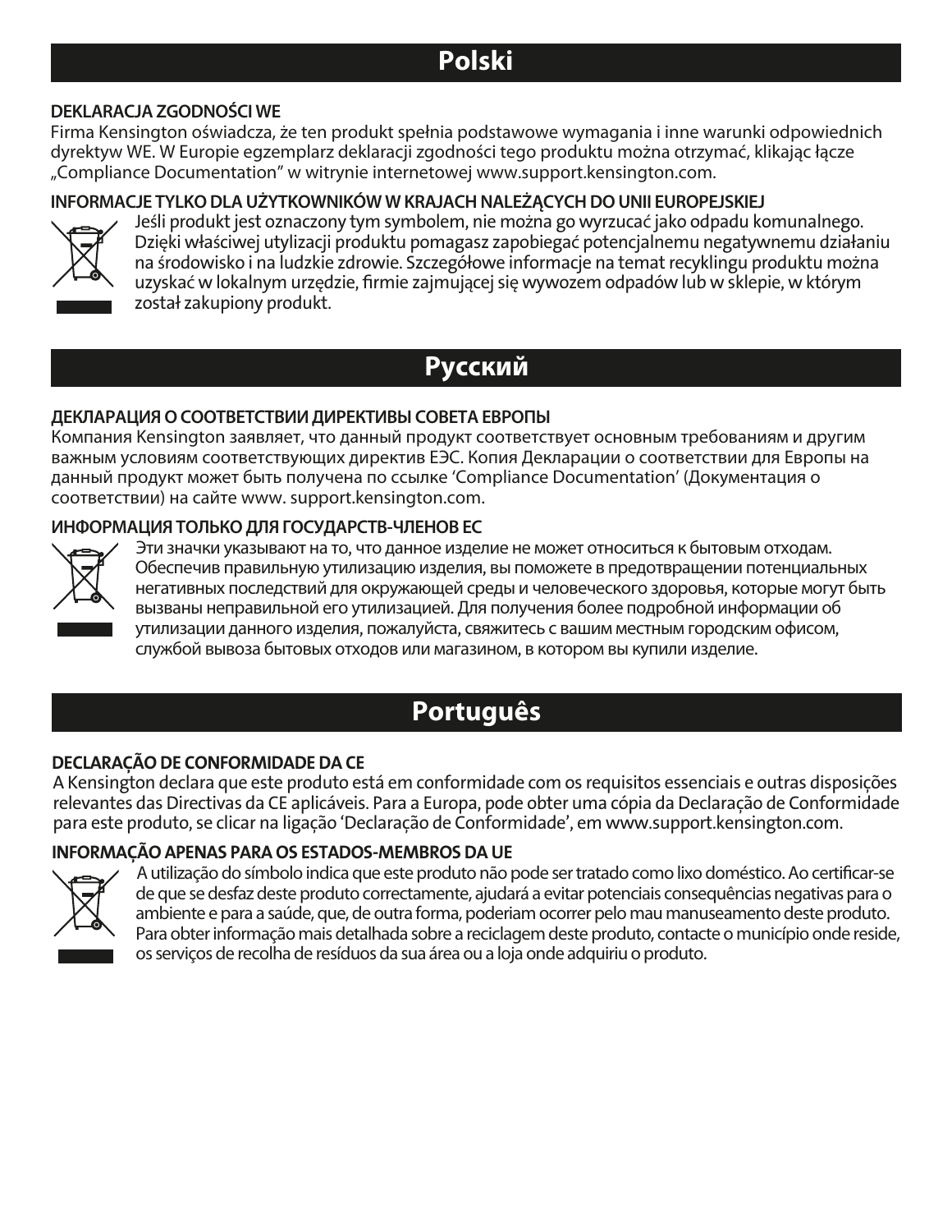# Polski

### DEKLARACJA ZGODNOŚCI WE

Firma Kensington oświadcza, że ten produkt spełnia podstawowe wymagania i inne warunki odpowiednich dyrektyw WE. W Europie egzemplarz deklaracji zgodności tego produktu można otrzymać, klikając łącze „Compliance Documentation" w witrynie internetowej www.support.kensington.com.

### INFORMACJE TYLKO DLA UŻYTKOWNIKÓW W KRAJACH NALEŻĄCYCH DO UNII EUROPEJSKIEJ

Jeśli produkt jest oznaczony tym symbolem, nie można go wyrzucać jako odpadu komunalnego. Dzięki właściwej utylizacji produktu pomagasz zapobiegać potencjalnemu negatywnemu działaniu na środowisko i na ludzkie zdrowie. Szczegółowe informacje na temat recyklingu produktu można uzyskać w lokalnym urzędzie, firmie zajmującej się wywozem odpadów lub w sklepie, w którym został zakupiony produkt.

# Русский

### ДЕКЛАРАЦИЯ О СООТВЕТСТВИИ ДИРЕКТИВЫ СОВЕТА ЕВРОПЫ

Компания Kensington заявляет, что данный продукт соответствует основным требованиям и другим важным условиям соответствующих директив ЕЭС. Копия Декларации о соответствии для Европы на данный продукт может быть получена по ссылке 'Compliance Documentation' (Документация о соответствии) на сайте www. support.kensington.com.

### ИНФОРМАЦИЯ ТОЛЬКО ДЛЯ ГОСУДАРСТВ-ЧЛЕНОВ ЕС

Эти значки указывают на то, что данное изделие не может относиться к бытовым отходам. Обеспечив правильную утилизацию изделия, вы поможете в предотвращении потенциальных негативных последствий для окружающей среды и человеческого здоровья, которые могут быть вызваны неправильной его утилизацией. Для получения более подробной информации об утилизации данного изделия, пожалуйста, свяжитесь с вашим местным городским офисом, службой вывоза бытовых отходов или магазином, в котором вы купили изделие.

# Português

### DECLARAÇÃO DE CONFORMIDADE DA CE

A Kensington declara que este produto está em conformidade com os requisitos essenciais e outras disposições relevantes das Directivas da CE aplicáveis. Para a Europa, pode obter uma cópia da Declaração de Conformidade para este produto, se clicar na ligação 'Declaração de Conformidade', em www.support.kensington.com.

### INFORMAÇÃO APENAS PARA OS ESTADOS-MEMBROS DA UE

A utilização do símbolo indica que este produto não pode ser tratado como lixo doméstico. Ao certificar-se de que se desfaz deste produto correctamente, ajudará a evitar potenciais consequências negativas para o ambiente e para a saúde, que, de outra forma, poderiam ocorrer pelo mau manuseamento deste produto. Para obter informação mais detalhada sobre a reciclagem deste produto, contacte o município onde reside, os serviços de recolha de resíduos da sua área ou a loja onde adquiriu o produto.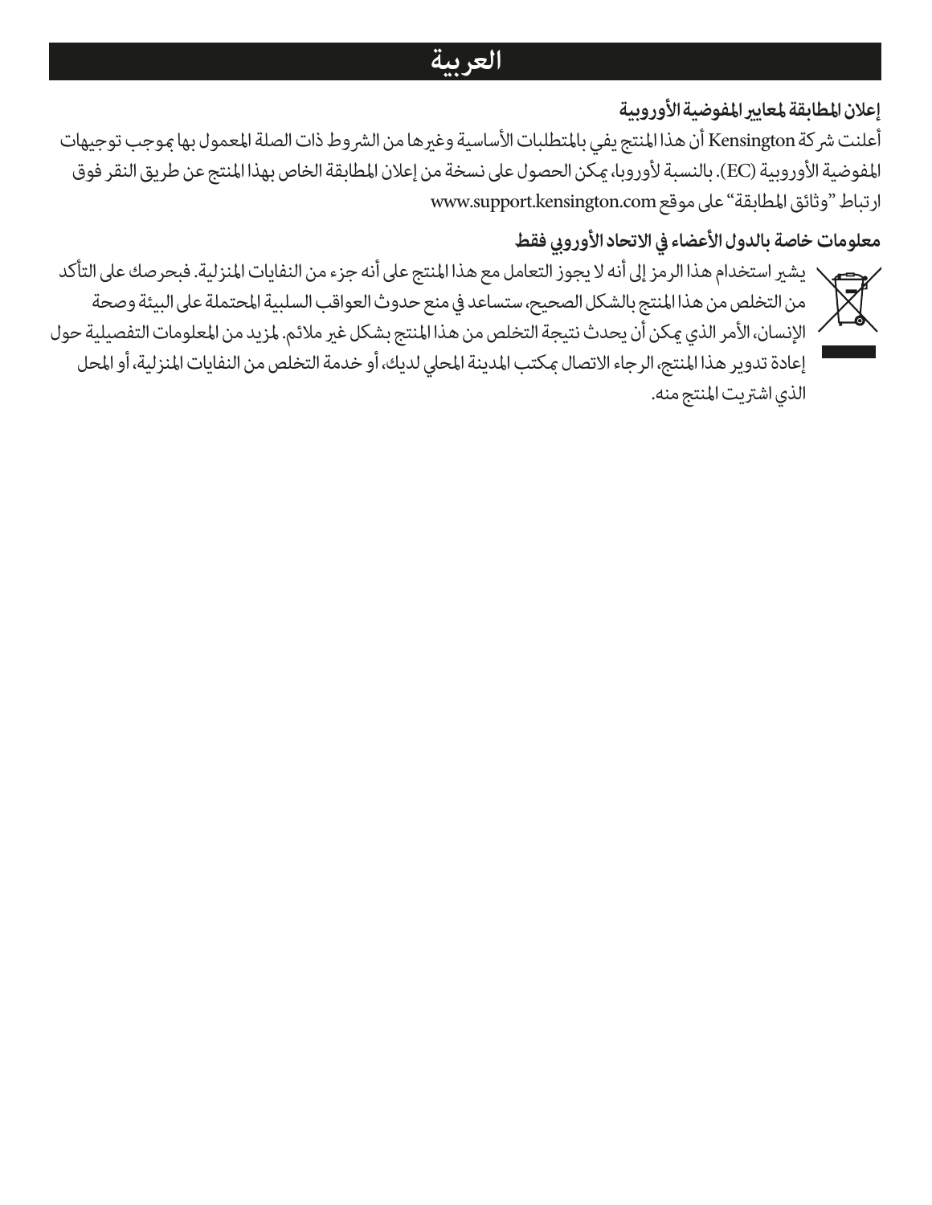# العربية

**إعلان المطابقة لمعايير المفوضية الأوروبية**

أعلنت شركة Kensington أن هذا المنتج يفي بالمتطلبات الأساسية وغيرها من الشروط ذات الصلة المعمول بها بموجب توجيهات المفوضية الأوروبية (EC). بالنسبة لأوروبا، يمكن الحصول على نسخة من إعلان المطابقة الخاص بهذا المنتج عن طريق النقر فوق ارتباط "وثائق المطابقة" على موقع www.support.kensington.com

**معلومات خاصة بالدول الأعضاء في الاتحاد الأوروبي فقط**

يشير استخدام هذا الرمز إلى أنه لا يجوز التعامل مع هذا المنتج على أنه جزء من النفايات المنزلية. فبحرصك على التأكد من التخلص من هذا المنتج بالشكل الصحيح، ستساعد في منع حدوث العواقب السلبية المحتملة على البيئة وصحة الإنسان، الأمر الذي يمكن أن يحدث نتيجة التخلص من هذا المنتج بشكل غير ملائم. لمزيد من المعلومات التفصيلية حول إعادة تدوير هذا المنتج، الرجاء الاتصال بمكتب المدينة المحلي لديك، أو خدمة التخلص من النفايات المنزلية، أو المحل الذي اشتريت المنتج منه.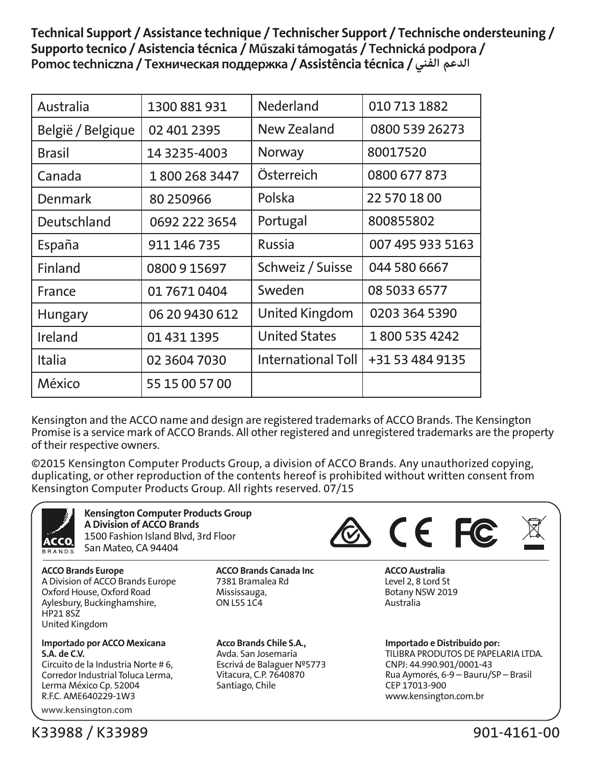**Technical Support / Assistance technique / Technischer Support / Technische ondersteuning / Supporto tecnico / Asistencia técnica / Műszaki támogatás / Technická podpora / Pomoc techniczna / Техническая поддержка / Assistência técnica / الدعم الفني**

| | | | |
|---|---|---|---|
| Australia | 1300 881 931 | Nederland | 010 713 1882 |
| België / Belgique | 02 401 2395 | New Zealand | 0800 539 26273 |
| Brasil | 14 3235-4003 | Norway | 80017520 |
| Canada | 1 800 268 3447 | Österreich | 0800 677 873 |
| Denmark | 80 250966 | Polska | 22 570 18 00 |
| Deutschland | 0692 222 3654 | Portugal | 800855802 |
| España | 911 146 735 | Russia | 007 495 933 5163 |
| Finland | 0800 9 15697 | Schweiz / Suisse | 044 580 6667 |
| France | 01 7671 0404 | Sweden | 08 5033 6577 |
| Hungary | 06 20 9430 612 | United Kingdom | 0203 364 5390 |
| Ireland | 01 431 1395 | United States | 1 800 535 4242 |
| Italia | 02 3604 7030 | International Toll | +31 53 484 9135 |
| México | 55 15 00 57 00 | | |

Kensington and the ACCO name and design are registered trademarks of ACCO Brands. The Kensington Promise is a service mark of ACCO Brands. All other registered and unregistered trademarks are the property of their respective owners.

©2015 Kensington Computer Products Group, a division of ACCO Brands. Any unauthorized copying, duplicating, or other reproduction of the contents hereof is prohibited without written consent from Kensington Computer Products Group. All rights reserved. 07/15

**Kensington Computer Products Group**
**A Division of ACCO Brands**
1500 Fashion Island Blvd, 3rd Floor
San Mateo, CA 94404

**ACCO Brands Europe**
A Division of ACCO Brands Europe
Oxford House, Oxford Road
Aylesbury, Buckinghamshire,
HP21 8SZ
United Kingdom

**ACCO Brands Canada Inc**
7381 Bramalea Rd
Mississauga,
ON L5S 1C4

**ACCO Australia**
Level 2, 8 Lord St
Botany NSW 2019
Australia

**Importado por ACCO Mexicana S.A. de C.V.**
Circuito de la Industria Norte # 6,
Corredor Industrial Toluca Lerma,
Lerma México Cp. 52004
R.F.C. AME640229-1W3

**Acco Brands Chile S.A.,**
Avda. San Josemaría
Escrivá de Balaguer Nº5773
Vitacura, C.P. 7640870
Santiago, Chile

**Importado e Distribuído por:**
TILIBRA PRODUTOS DE PAPELARIA LTDA.
CNPJ: 44.990.901/0001-43
Rua Aymorés, 6-9 – Bauru/SP – Brasil
CEP 17013-900
www.kensington.com.br

www.kensington.com

K33988 / K33989

901-4161-00